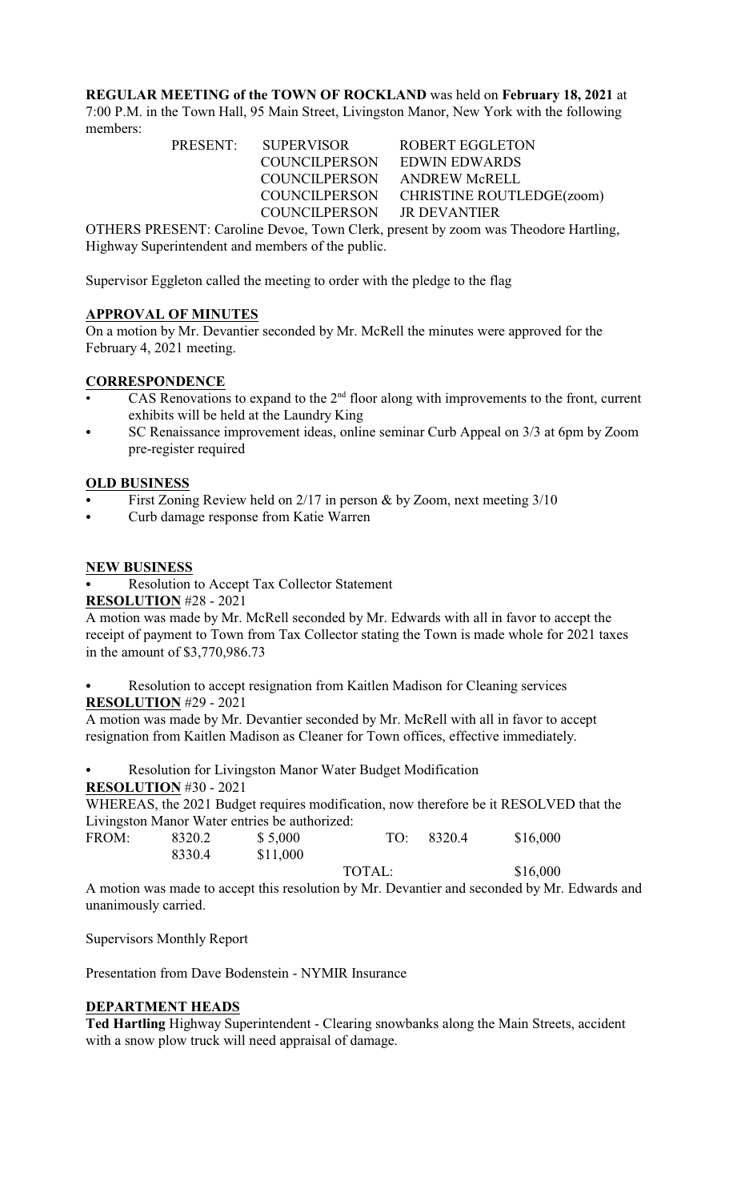**REGULAR MEETING of the TOWN OF ROCKLAND** was held on **February 18, 2021** at 7:00 P.M. in the Town Hall, 95 Main Street, Livingston Manor, New York with the following members:

| PRESENT: | SUPERVISOR | ROBERT EGGLETON |
|---|---|---|
| | COUNCILPERSON | EDWIN EDWARDS |
| | COUNCILPERSON | ANDREW McRELL |
| | COUNCILPERSON | CHRISTINE ROUTLEDGE(zoom) |
| | COUNCILPERSON | JR DEVANTIER |

OTHERS PRESENT: Caroline Devoe, Town Clerk, present by zoom was Theodore Hartling, Highway Superintendent and members of the public.

Supervisor Eggleton called the meeting to order with the pledge to the flag

## APPROVAL OF MINUTES

On a motion by Mr. Devantier seconded by Mr. McRell the minutes were approved for the February 4, 2021 meeting.

## CORRESPONDENCE

- CAS Renovations to expand to the 2nd floor along with improvements to the front, current exhibits will be held at the Laundry King
- SC Renaissance improvement ideas, online seminar Curb Appeal on 3/3 at 6pm by Zoom pre-register required

## OLD BUSINESS

- First Zoning Review held on 2/17 in person & by Zoom, next meeting 3/10
- Curb damage response from Katie Warren

## NEW BUSINESS

- Resolution to Accept Tax Collector Statement

**RESOLUTION** #28 - 2021

A motion was made by Mr. McRell seconded by Mr. Edwards with all in favor to accept the receipt of payment to Town from Tax Collector stating the Town is made whole for 2021 taxes in the amount of $3,770,986.73

- Resolution to accept resignation from Kaitlen Madison for Cleaning services

**RESOLUTION** #29 - 2021

A motion was made by Mr. Devantier seconded by Mr. McRell with all in favor to accept resignation from Kaitlen Madison as Cleaner for Town offices, effective immediately.

- Resolution for Livingston Manor Water Budget Modification

**RESOLUTION** #30 - 2021

WHEREAS, the 2021 Budget requires modification, now therefore be it RESOLVED that the Livingston Manor Water entries be authorized:

| FROM: | 8320.2 | $ 5,000 | TO: | 8320.4 | $16,000 |
|---|---|---|---|---|---|
| | 8330.4 | $11,000 | | | |
| | | | TOTAL: | | $16,000 |

A motion was made to accept this resolution by Mr. Devantier and seconded by Mr. Edwards and unanimously carried.

Supervisors Monthly Report

Presentation from Dave Bodenstein - NYMIR Insurance

## DEPARTMENT HEADS

**Ted Hartling** Highway Superintendent - Clearing snowbanks along the Main Streets, accident with a snow plow truck will need appraisal of damage.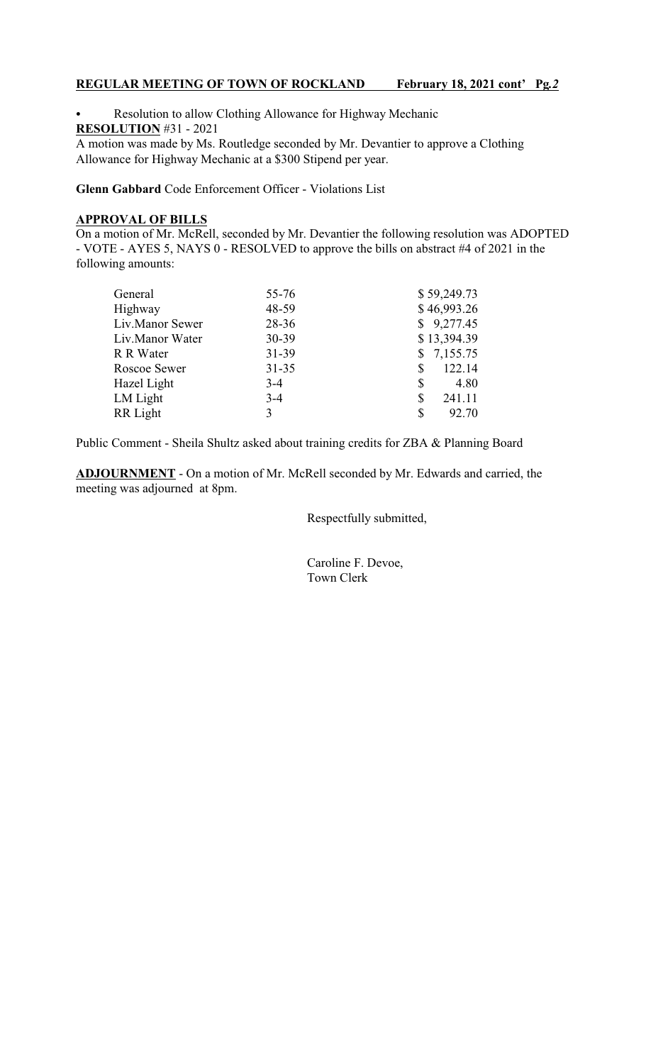**REGULAR MEETING OF TOWN OF ROCKLAND February 18, 2021 cont' Pg.2**

- Resolution to allow Clothing Allowance for Highway Mechanic

**RESOLUTION** #31 - 2021

A motion was made by Ms. Routledge seconded by Mr. Devantier to approve a Clothing Allowance for Highway Mechanic at a $300 Stipend per year.

**Glenn Gabbard** Code Enforcement Officer - Violations List

**APPROVAL OF BILLS**

On a motion of Mr. McRell, seconded by Mr. Devantier the following resolution was ADOPTED - VOTE - AYES 5, NAYS 0 - RESOLVED to approve the bills on abstract #4 of 2021 in the following amounts:

| | | |
|---|---|---|
| General | 55-76 | $ 59,249.73 |
| Highway | 48-59 | $ 46,993.26 |
| Liv.Manor Sewer | 28-36 | $ 9,277.45 |
| Liv.Manor Water | 30-39 | $ 13,394.39 |
| R R Water | 31-39 | $ 7,155.75 |
| Roscoe Sewer | 31-35 | $ 122.14 |
| Hazel Light | 3-4 | $ 4.80 |
| LM Light | 3-4 | $ 241.11 |
| RR Light | 3 | $ 92.70 |

Public Comment - Sheila Shultz asked about training credits for ZBA & Planning Board

**ADJOURNMENT** - On a motion of Mr. McRell seconded by Mr. Edwards and carried, the meeting was adjourned at 8pm.

Respectfully submitted,

Caroline F. Devoe,
Town Clerk